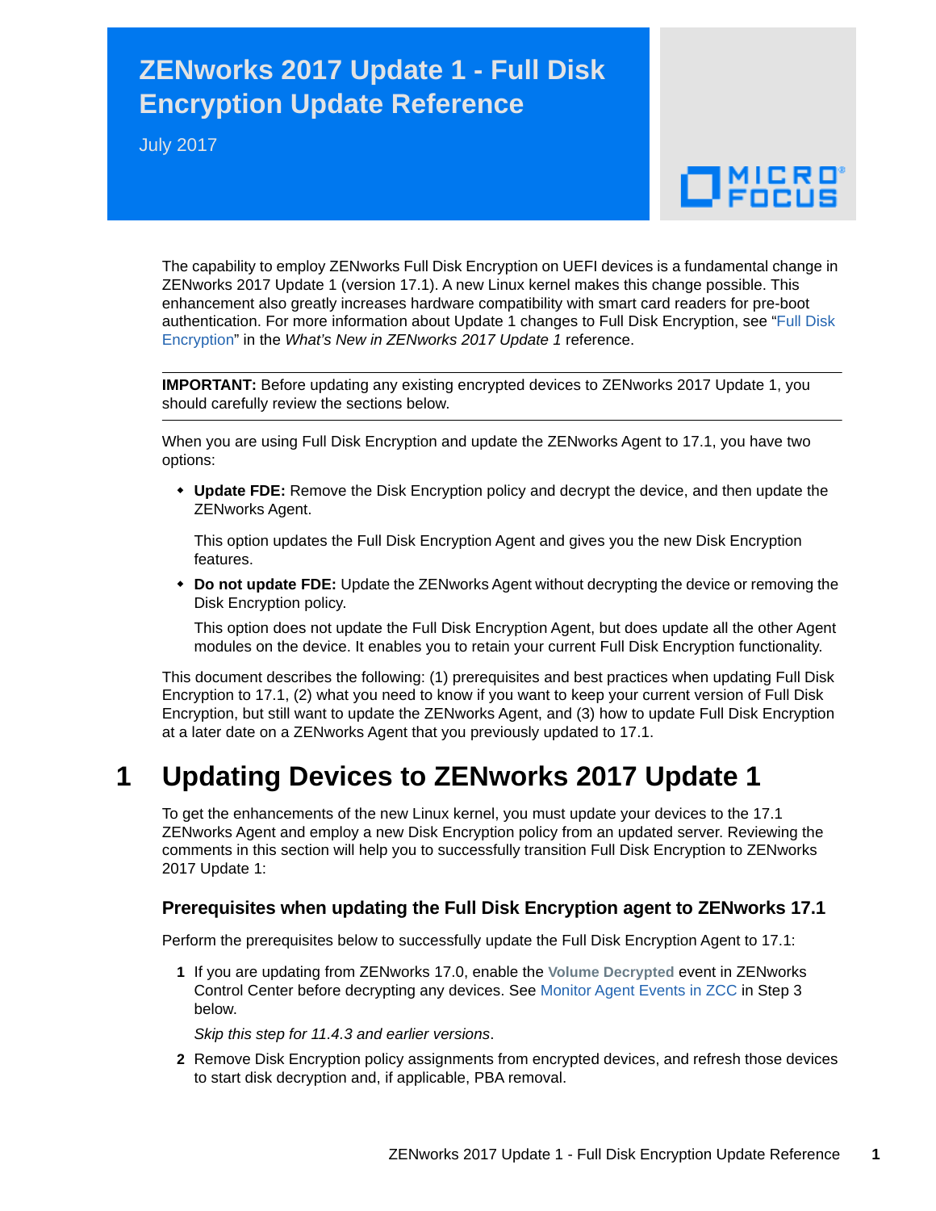# ZENworks 2017 Update 1 - Full Disk Encryption Update Reference

July 2017

The capability to employ ZENworks Full Disk Encryption on UEFI devices is a fundamental change in ZENworks 2017 Update 1 (version 17.1). A new Linux kernel makes this change possible. This enhancement also greatly increases hardware compatibility with smart card readers for pre-boot authentication. For more information about Update 1 changes to Full Disk Encryption, see "Full Disk Encryption" in the *What's New in ZENworks 2017 Update 1* reference.

---

**IMPORTANT:** Before updating any existing encrypted devices to ZENworks 2017 Update 1, you should carefully review the sections below.

---

When you are using Full Disk Encryption and update the ZENworks Agent to 17.1, you have two options:

- **Update FDE:** Remove the Disk Encryption policy and decrypt the device, and then update the ZENworks Agent.

  This option updates the Full Disk Encryption Agent and gives you the new Disk Encryption features.

- **Do not update FDE:** Update the ZENworks Agent without decrypting the device or removing the Disk Encryption policy.

  This option does not update the Full Disk Encryption Agent, but does update all the other Agent modules on the device. It enables you to retain your current Full Disk Encryption functionality.

This document describes the following: (1) prerequisites and best practices when updating Full Disk Encryption to 17.1, (2) what you need to know if you want to keep your current version of Full Disk Encryption, but still want to update the ZENworks Agent, and (3) how to update Full Disk Encryption at a later date on a ZENworks Agent that you previously updated to 17.1.

## 1 Updating Devices to ZENworks 2017 Update 1

To get the enhancements of the new Linux kernel, you must update your devices to the 17.1 ZENworks Agent and employ a new Disk Encryption policy from an updated server. Reviewing the comments in this section will help you to successfully transition Full Disk Encryption to ZENworks 2017 Update 1:

### Prerequisites when updating the Full Disk Encryption agent to ZENworks 17.1

Perform the prerequisites below to successfully update the Full Disk Encryption Agent to 17.1:

1. If you are updating from ZENworks 17.0, enable the **Volume Decrypted** event in ZENworks Control Center before decrypting any devices. See Monitor Agent Events in ZCC in Step 3 below.

   *Skip this step for 11.4.3 and earlier versions*.

2. Remove Disk Encryption policy assignments from encrypted devices, and refresh those devices to start disk decryption and, if applicable, PBA removal.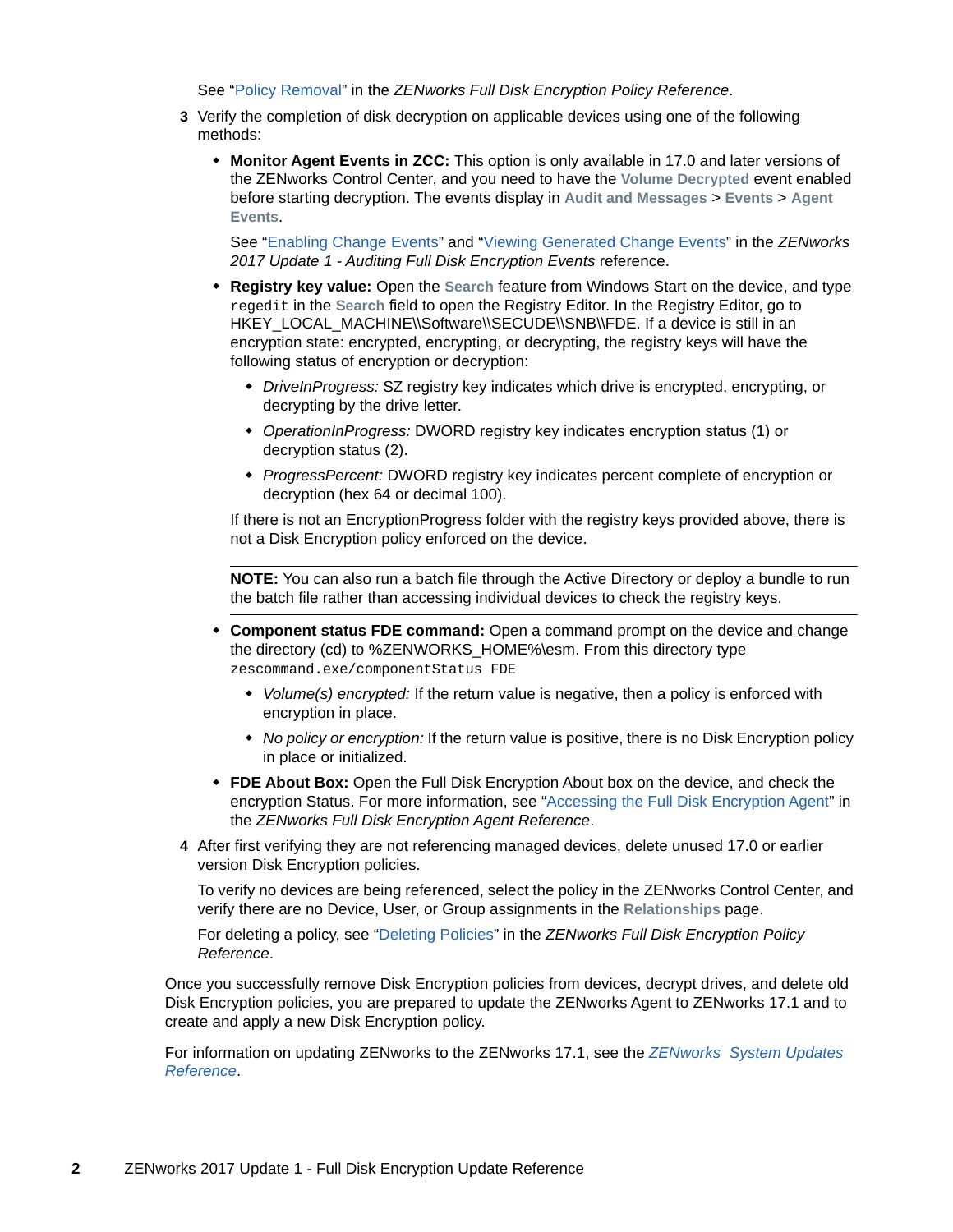See “Policy Removal” in the *ZENworks Full Disk Encryption Policy Reference*.

3. Verify the completion of disk decryption on applicable devices using one of the following methods:

   - **Monitor Agent Events in ZCC:** This option is only available in 17.0 and later versions of the ZENworks Control Center, and you need to have the **Volume Decrypted** event enabled before starting decryption. The events display in **Audit and Messages** > **Events** > **Agent Events**.

     See “Enabling Change Events” and “Viewing Generated Change Events” in the *ZENworks 2017 Update 1 - Auditing Full Disk Encryption Events* reference.

   - **Registry key value:** Open the **Search** feature from Windows Start on the device, and type `regedit` in the **Search** field to open the Registry Editor. In the Registry Editor, go to HKEY_LOCAL_MACHINE\\Software\\SECUDE\\SNB\\FDE. If a device is still in an encryption state: encrypted, encrypting, or decrypting, the registry keys will have the following status of encryption or decryption:

     - *DriveInProgress:* SZ registry key indicates which drive is encrypted, encrypting, or decrypting by the drive letter.
     - *OperationInProgress:* DWORD registry key indicates encryption status (1) or decryption status (2).
     - *ProgressPercent:* DWORD registry key indicates percent complete of encryption or decryption (hex 64 or decimal 100).

     If there is not an EncryptionProgress folder with the registry keys provided above, there is not a Disk Encryption policy enforced on the device.

     ---

     **NOTE:** You can also run a batch file through the Active Directory or deploy a bundle to run the batch file rather than accessing individual devices to check the registry keys.

     ---

   - **Component status FDE command:** Open a command prompt on the device and change the directory (cd) to %ZENWORKS_HOME%\esm. From this directory type `zescommand.exe/componentStatus FDE`

     - *Volume(s) encrypted:* If the return value is negative, then a policy is enforced with encryption in place.
     - *No policy or encryption:* If the return value is positive, there is no Disk Encryption policy in place or initialized.

   - **FDE About Box:** Open the Full Disk Encryption About box on the device, and check the encryption Status. For more information, see “Accessing the Full Disk Encryption Agent” in the *ZENworks Full Disk Encryption Agent Reference*.

4. After first verifying they are not referencing managed devices, delete unused 17.0 or earlier version Disk Encryption policies.

   To verify no devices are being referenced, select the policy in the ZENworks Control Center, and verify there are no Device, User, or Group assignments in the **Relationships** page.

   For deleting a policy, see “Deleting Policies” in the *ZENworks Full Disk Encryption Policy Reference*.

Once you successfully remove Disk Encryption policies from devices, decrypt drives, and delete old Disk Encryption policies, you are prepared to update the ZENworks Agent to ZENworks 17.1 and to create and apply a new Disk Encryption policy.

For information on updating ZENworks to the ZENworks 17.1, see the *ZENworks System Updates Reference*.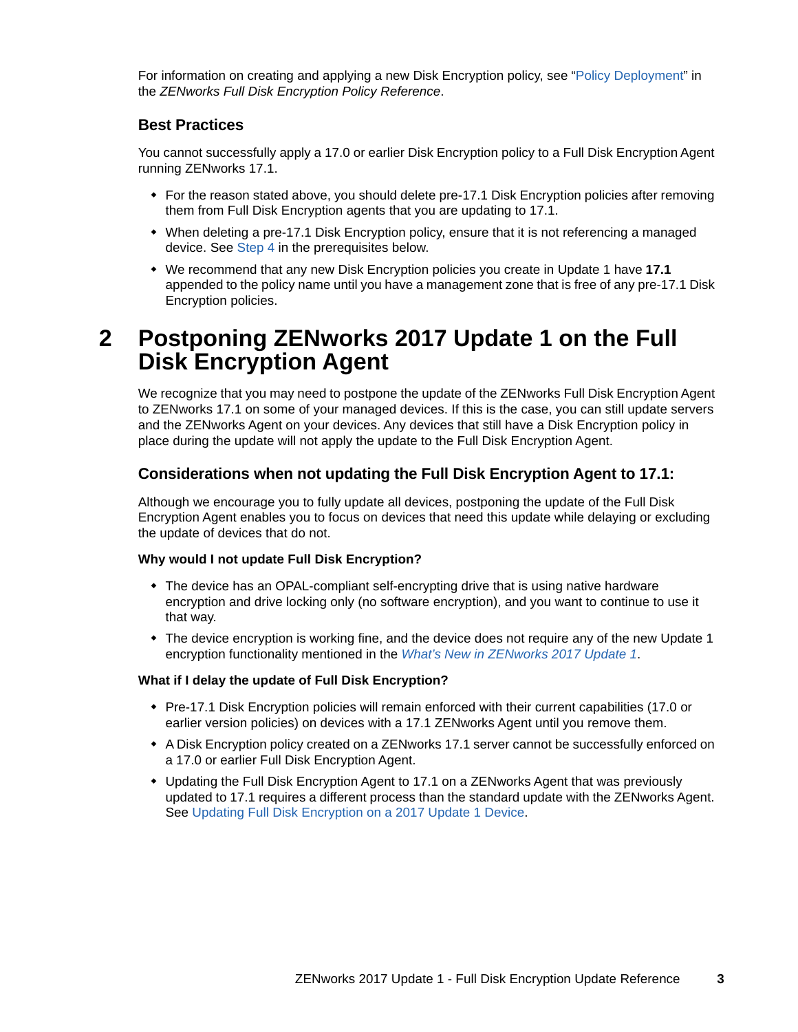For information on creating and applying a new Disk Encryption policy, see "Policy Deployment" in the *ZENworks Full Disk Encryption Policy Reference*.

### Best Practices

You cannot successfully apply a 17.0 or earlier Disk Encryption policy to a Full Disk Encryption Agent running ZENworks 17.1.

- For the reason stated above, you should delete pre-17.1 Disk Encryption policies after removing them from Full Disk Encryption agents that you are updating to 17.1.
- When deleting a pre-17.1 Disk Encryption policy, ensure that it is not referencing a managed device. See Step 4 in the prerequisites below.
- We recommend that any new Disk Encryption policies you create in Update 1 have **17.1** appended to the policy name until you have a management zone that is free of any pre-17.1 Disk Encryption policies.

# 2 Postponing ZENworks 2017 Update 1 on the Full Disk Encryption Agent

We recognize that you may need to postpone the update of the ZENworks Full Disk Encryption Agent to ZENworks 17.1 on some of your managed devices. If this is the case, you can still update servers and the ZENworks Agent on your devices. Any devices that still have a Disk Encryption policy in place during the update will not apply the update to the Full Disk Encryption Agent.

### Considerations when not updating the Full Disk Encryption Agent to 17.1:

Although we encourage you to fully update all devices, postponing the update of the Full Disk Encryption Agent enables you to focus on devices that need this update while delaying or excluding the update of devices that do not.

#### Why would I not update Full Disk Encryption?

- The device has an OPAL-compliant self-encrypting drive that is using native hardware encryption and drive locking only (no software encryption), and you want to continue to use it that way.
- The device encryption is working fine, and the device does not require any of the new Update 1 encryption functionality mentioned in the *What's New in ZENworks 2017 Update 1*.

#### What if I delay the update of Full Disk Encryption?

- Pre-17.1 Disk Encryption policies will remain enforced with their current capabilities (17.0 or earlier version policies) on devices with a 17.1 ZENworks Agent until you remove them.
- A Disk Encryption policy created on a ZENworks 17.1 server cannot be successfully enforced on a 17.0 or earlier Full Disk Encryption Agent.
- Updating the Full Disk Encryption Agent to 17.1 on a ZENworks Agent that was previously updated to 17.1 requires a different process than the standard update with the ZENworks Agent. See Updating Full Disk Encryption on a 2017 Update 1 Device.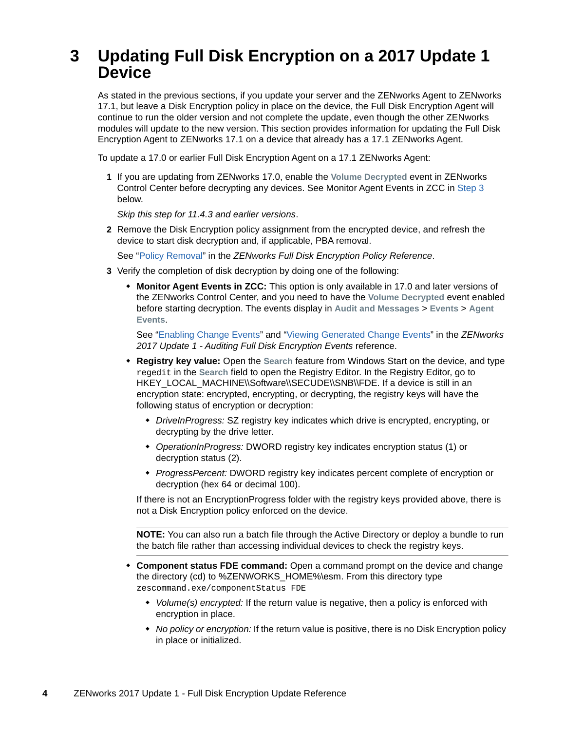# 3 Updating Full Disk Encryption on a 2017 Update 1 Device

As stated in the previous sections, if you update your server and the ZENworks Agent to ZENworks 17.1, but leave a Disk Encryption policy in place on the device, the Full Disk Encryption Agent will continue to run the older version and not complete the update, even though the other ZENworks modules will update to the new version. This section provides information for updating the Full Disk Encryption Agent to ZENworks 17.1 on a device that already has a 17.1 ZENworks Agent.

To update a 17.0 or earlier Full Disk Encryption Agent on a 17.1 ZENworks Agent:

1. If you are updating from ZENworks 17.0, enable the **Volume Decrypted** event in ZENworks Control Center before decrypting any devices. See Monitor Agent Events in ZCC in Step 3 below.

   *Skip this step for 11.4.3 and earlier versions*.

2. Remove the Disk Encryption policy assignment from the encrypted device, and refresh the device to start disk decryption and, if applicable, PBA removal.

   See "Policy Removal" in the *ZENworks Full Disk Encryption Policy Reference*.

3. Verify the completion of disk decryption by doing one of the following:

   - **Monitor Agent Events in ZCC:** This option is only available in 17.0 and later versions of the ZENworks Control Center, and you need to have the **Volume Decrypted** event enabled before starting decryption. The events display in **Audit and Messages** > **Events** > **Agent Events**.

     See "Enabling Change Events" and "Viewing Generated Change Events" in the *ZENworks 2017 Update 1 - Auditing Full Disk Encryption Events* reference.

   - **Registry key value:** Open the **Search** feature from Windows Start on the device, and type `regedit` in the **Search** field to open the Registry Editor. In the Registry Editor, go to HKEY_LOCAL_MACHINE\\Software\\SECUDE\\SNB\\FDE. If a device is still in an encryption state: encrypted, encrypting, or decrypting, the registry keys will have the following status of encryption or decryption:

     - *DriveInProgress:* SZ registry key indicates which drive is encrypted, encrypting, or decrypting by the drive letter.
     - *OperationInProgress:* DWORD registry key indicates encryption status (1) or decryption status (2).
     - *ProgressPercent:* DWORD registry key indicates percent complete of encryption or decryption (hex 64 or decimal 100).

     If there is not an EncryptionProgress folder with the registry keys provided above, there is not a Disk Encryption policy enforced on the device.

     ---

     **NOTE:** You can also run a batch file through the Active Directory or deploy a bundle to run the batch file rather than accessing individual devices to check the registry keys.

     ---

   - **Component status FDE command:** Open a command prompt on the device and change the directory (cd) to %ZENWORKS_HOME%\esm. From this directory type `zescommand.exe/componentStatus FDE`

     - *Volume(s) encrypted:* If the return value is negative, then a policy is enforced with encryption in place.
     - *No policy or encryption:* If the return value is positive, there is no Disk Encryption policy in place or initialized.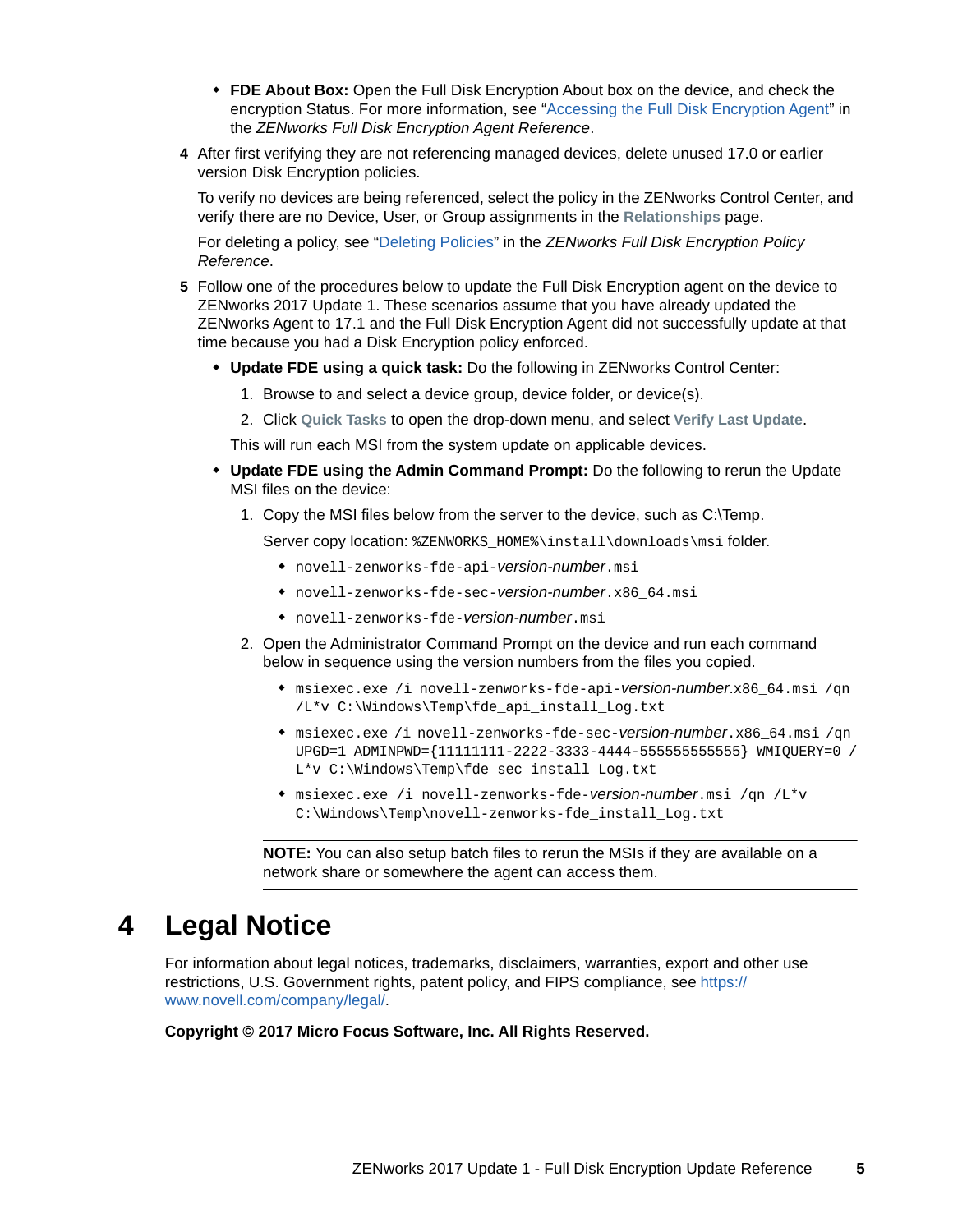- **FDE About Box:** Open the Full Disk Encryption About box on the device, and check the encryption Status. For more information, see "Accessing the Full Disk Encryption Agent" in the *ZENworks Full Disk Encryption Agent Reference*.

4. After first verifying they are not referencing managed devices, delete unused 17.0 or earlier version Disk Encryption policies.

   To verify no devices are being referenced, select the policy in the ZENworks Control Center, and verify there are no Device, User, or Group assignments in the **Relationships** page.

   For deleting a policy, see "Deleting Policies" in the *ZENworks Full Disk Encryption Policy Reference*.

5. Follow one of the procedures below to update the Full Disk Encryption agent on the device to ZENworks 2017 Update 1. These scenarios assume that you have already updated the ZENworks Agent to 17.1 and the Full Disk Encryption Agent did not successfully update at that time because you had a Disk Encryption policy enforced.

   - **Update FDE using a quick task:** Do the following in ZENworks Control Center:
     1. Browse to and select a device group, device folder, or device(s).
     2. Click **Quick Tasks** to open the drop-down menu, and select **Verify Last Update**.

     This will run each MSI from the system update on applicable devices.

   - **Update FDE using the Admin Command Prompt:** Do the following to rerun the Update MSI files on the device:
     1. Copy the MSI files below from the server to the device, such as C:\Temp.

        Server copy location: `%ZENWORKS_HOME%\install\downloads\msi` folder.

        - `novell-zenworks-fde-api-`*version-number*`.msi`
        - `novell-zenworks-fde-sec-`*version-number*`.x86_64.msi`
        - `novell-zenworks-fde-`*version-number*`.msi`

     2. Open the Administrator Command Prompt on the device and run each command below in sequence using the version numbers from the files you copied.

        - `msiexec.exe /i novell-zenworks-fde-api-`*version-number*`.x86_64.msi /qn /L*v C:\Windows\Temp\fde_api_install_Log.txt`
        - `msiexec.exe /i novell-zenworks-fde-sec-`*version-number*`.x86_64.msi /qn UPGD=1 ADMINPWD={11111111-2222-3333-4444-555555555555} WMIQUERY=0 /L*v C:\Windows\Temp\fde_sec_install_Log.txt`
        - `msiexec.exe /i novell-zenworks-fde-`*version-number*`.msi /qn /L*v C:\Windows\Temp\novell-zenworks-fde_install_Log.txt`

     **NOTE:** You can also setup batch files to rerun the MSIs if they are available on a network share or somewhere the agent can access them.

# 4 Legal Notice

For information about legal notices, trademarks, disclaimers, warranties, export and other use restrictions, U.S. Government rights, patent policy, and FIPS compliance, see https://www.novell.com/company/legal/.

**Copyright © 2017 Micro Focus Software, Inc. All Rights Reserved.**